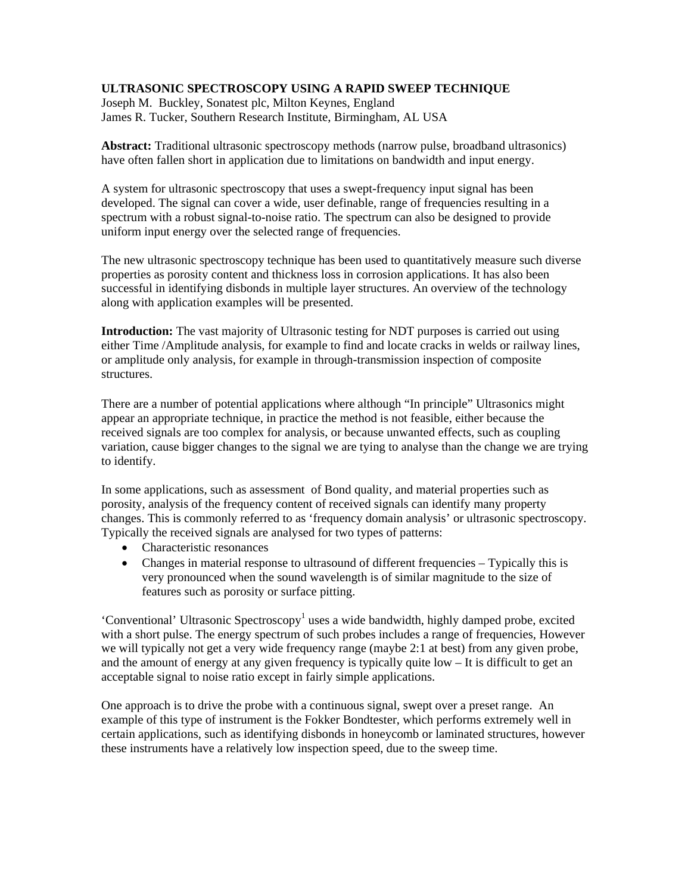**ULTRASONIC SPECTROSCOPY USING A RAPID SWEEP TECHNIQUE**

Joseph M. Buckley, Sonatest plc, Milton Keynes, England
James R. Tucker, Southern Research Institute, Birmingham, AL USA

**Abstract:** Traditional ultrasonic spectroscopy methods (narrow pulse, broadband ultrasonics) have often fallen short in application due to limitations on bandwidth and input energy.

A system for ultrasonic spectroscopy that uses a swept-frequency input signal has been developed. The signal can cover a wide, user definable, range of frequencies resulting in a spectrum with a robust signal-to-noise ratio. The spectrum can also be designed to provide uniform input energy over the selected range of frequencies.

The new ultrasonic spectroscopy technique has been used to quantitatively measure such diverse properties as porosity content and thickness loss in corrosion applications. It has also been successful in identifying disbonds in multiple layer structures. An overview of the technology along with application examples will be presented.

**Introduction:** The vast majority of Ultrasonic testing for NDT purposes is carried out using either Time /Amplitude analysis, for example to find and locate cracks in welds or railway lines, or amplitude only analysis, for example in through-transmission inspection of composite structures.

There are a number of potential applications where although "In principle" Ultrasonics might appear an appropriate technique, in practice the method is not feasible, either because the received signals are too complex for analysis, or because unwanted effects, such as coupling variation, cause bigger changes to the signal we are tying to analyse than the change we are trying to identify.

In some applications, such as assessment of Bond quality, and material properties such as porosity, analysis of the frequency content of received signals can identify many property changes. This is commonly referred to as 'frequency domain analysis' or ultrasonic spectroscopy. Typically the received signals are analysed for two types of patterns:

- Characteristic resonances
- Changes in material response to ultrasound of different frequencies – Typically this is very pronounced when the sound wavelength is of similar magnitude to the size of features such as porosity or surface pitting.

'Conventional' Ultrasonic Spectroscopy[1] uses a wide bandwidth, highly damped probe, excited with a short pulse. The energy spectrum of such probes includes a range of frequencies, However we will typically not get a very wide frequency range (maybe 2:1 at best) from any given probe, and the amount of energy at any given frequency is typically quite low – It is difficult to get an acceptable signal to noise ratio except in fairly simple applications.

One approach is to drive the probe with a continuous signal, swept over a preset range. An example of this type of instrument is the Fokker Bondtester, which performs extremely well in certain applications, such as identifying disbonds in honeycomb or laminated structures, however these instruments have a relatively low inspection speed, due to the sweep time.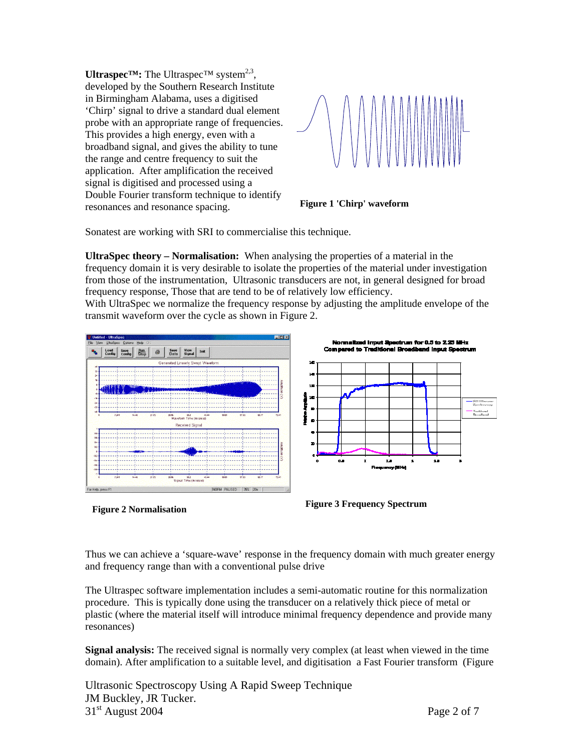**Ultraspec™:** The Ultraspec™ system[2,3], developed by the Southern Research Institute in Birmingham Alabama, uses a digitised 'Chirp' signal to drive a standard dual element probe with an appropriate range of frequencies. This provides a high energy, even with a broadband signal, and gives the ability to tune the range and centre frequency to suit the application. After amplification the received signal is digitised and processed using a Double Fourier transform technique to identify resonances and resonance spacing.

**Figure 1 'Chirp' waveform**

Sonatest are working with SRI to commercialise this technique.

**UltraSpec theory – Normalisation:** When analysing the properties of a material in the frequency domain it is very desirable to isolate the properties of the material under investigation from those of the instrumentation, Ultrasonic transducers are not, in general designed for broad frequency response, Those that are tend to be of relatively low efficiency.

With UltraSpec we normalize the frequency response by adjusting the amplitude envelope of the transmit waveform over the cycle as shown in Figure 2.

**Figure 2 Normalisation**

**Figure 3 Frequency Spectrum**

Thus we can achieve a 'square-wave' response in the frequency domain with much greater energy and frequency range than with a conventional pulse drive

The Ultraspec software implementation includes a semi-automatic routine for this normalization procedure. This is typically done using the transducer on a relatively thick piece of metal or plastic (where the material itself will introduce minimal frequency dependence and provide many resonances)

**Signal analysis:** The received signal is normally very complex (at least when viewed in the time domain). After amplification to a suitable level, and digitisation a Fast Fourier transform (Figure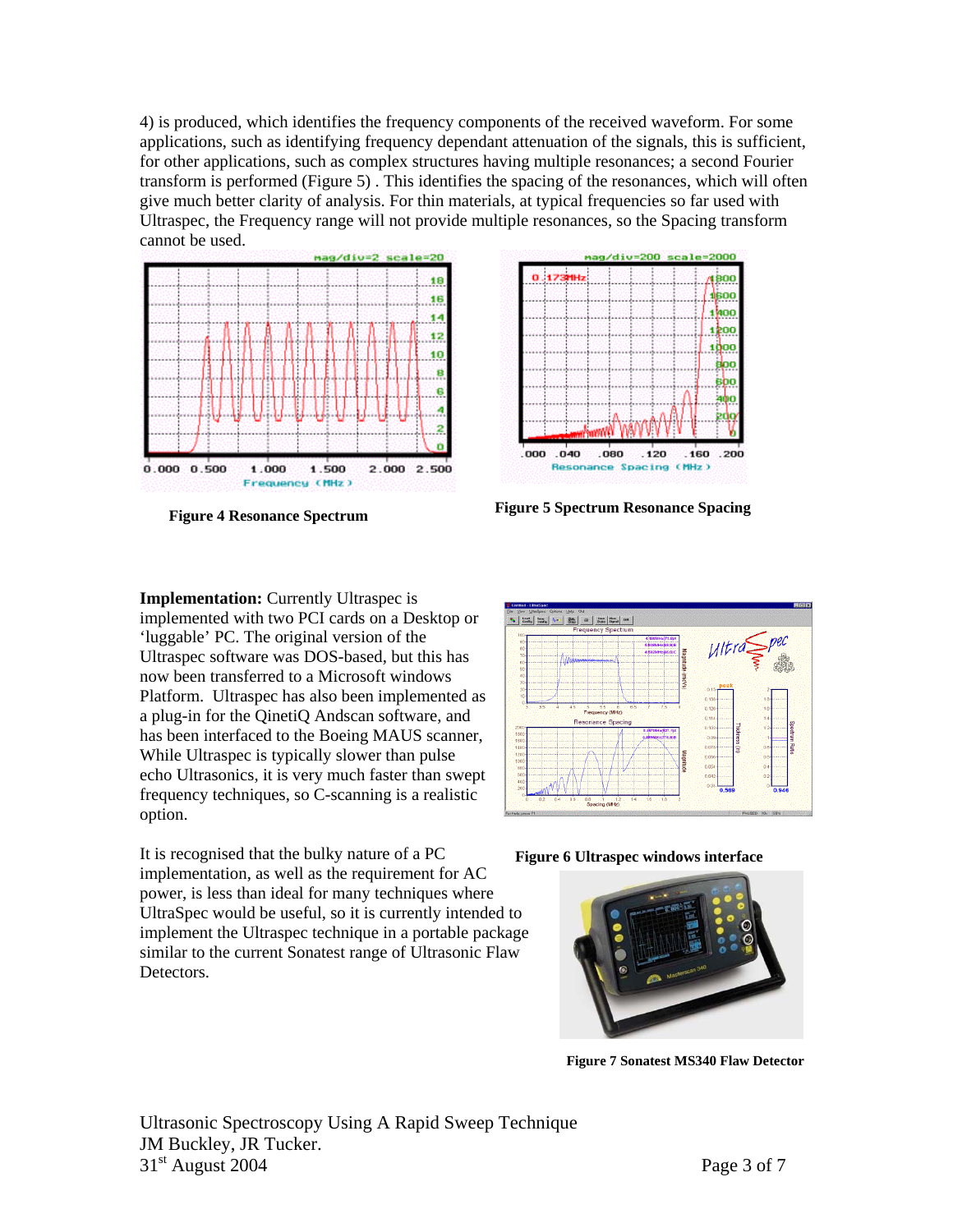4) is produced, which identifies the frequency components of the received waveform. For some applications, such as identifying frequency dependant attenuation of the signals, this is sufficient, for other applications, such as complex structures having multiple resonances; a second Fourier transform is performed (Figure 5) . This identifies the spacing of the resonances, which will often give much better clarity of analysis. For thin materials, at typical frequencies so far used with Ultraspec, the Frequency range will not provide multiple resonances, so the Spacing transform cannot be used.

**Figure 4 Resonance Spectrum**

**Figure 5 Spectrum Resonance Spacing**

**Implementation:** Currently Ultraspec is implemented with two PCI cards on a Desktop or 'luggable' PC. The original version of the Ultraspec software was DOS-based, but this has now been transferred to a Microsoft windows Platform. Ultraspec has also been implemented as a plug-in for the QinetiQ Andscan software, and has been interfaced to the Boeing MAUS scanner, While Ultraspec is typically slower than pulse echo Ultrasonics, it is very much faster than swept frequency techniques, so C-scanning is a realistic option.

**Figure 6 Ultraspec windows interface**

It is recognised that the bulky nature of a PC implementation, as well as the requirement for AC power, is less than ideal for many techniques where UltraSpec would be useful, so it is currently intended to implement the Ultraspec technique in a portable package similar to the current Sonatest range of Ultrasonic Flaw Detectors.

**Figure 7 Sonatest MS340 Flaw Detector**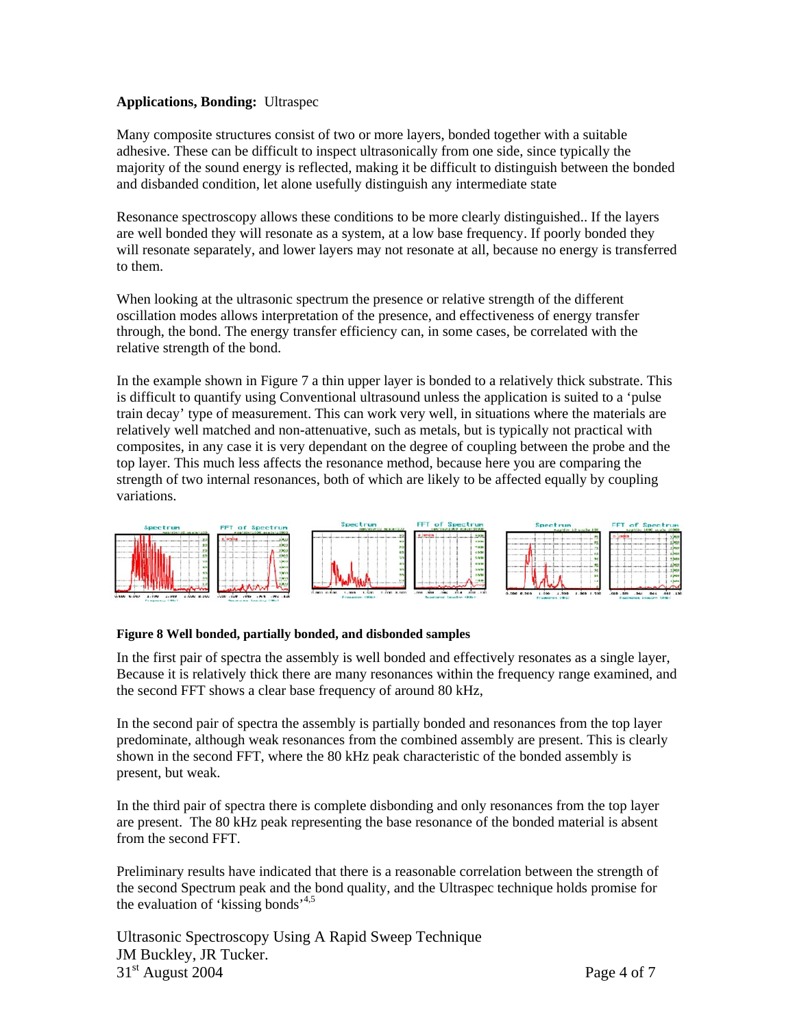**Applications, Bonding:** Ultraspec

Many composite structures consist of two or more layers, bonded together with a suitable adhesive. These can be difficult to inspect ultrasonically from one side, since typically the majority of the sound energy is reflected, making it be difficult to distinguish between the bonded and disbanded condition, let alone usefully distinguish any intermediate state

Resonance spectroscopy allows these conditions to be more clearly distinguished.. If the layers are well bonded they will resonate as a system, at a low base frequency. If poorly bonded they will resonate separately, and lower layers may not resonate at all, because no energy is transferred to them.

When looking at the ultrasonic spectrum the presence or relative strength of the different oscillation modes allows interpretation of the presence, and effectiveness of energy transfer through, the bond. The energy transfer efficiency can, in some cases, be correlated with the relative strength of the bond.

In the example shown in Figure 7 a thin upper layer is bonded to a relatively thick substrate. This is difficult to quantify using Conventional ultrasound unless the application is suited to a 'pulse train decay' type of measurement. This can work very well, in situations where the materials are relatively well matched and non-attenuative, such as metals, but is typically not practical with composites, in any case it is very dependant on the degree of coupling between the probe and the top layer. This much less affects the resonance method, because here you are comparing the strength of two internal resonances, both of which are likely to be affected equally by coupling variations.

**Figure 8 Well bonded, partially bonded, and disbonded samples**

In the first pair of spectra the assembly is well bonded and effectively resonates as a single layer, Because it is relatively thick there are many resonances within the frequency range examined, and the second FFT shows a clear base frequency of around 80 kHz,

In the second pair of spectra the assembly is partially bonded and resonances from the top layer predominate, although weak resonances from the combined assembly are present. This is clearly shown in the second FFT, where the 80 kHz peak characteristic of the bonded assembly is present, but weak.

In the third pair of spectra there is complete disbonding and only resonances from the top layer are present. The 80 kHz peak representing the base resonance of the bonded material is absent from the second FFT.

Preliminary results have indicated that there is a reasonable correlation between the strength of the second Spectrum peak and the bond quality, and the Ultraspec technique holds promise for the evaluation of 'kissing bonds'[4,5]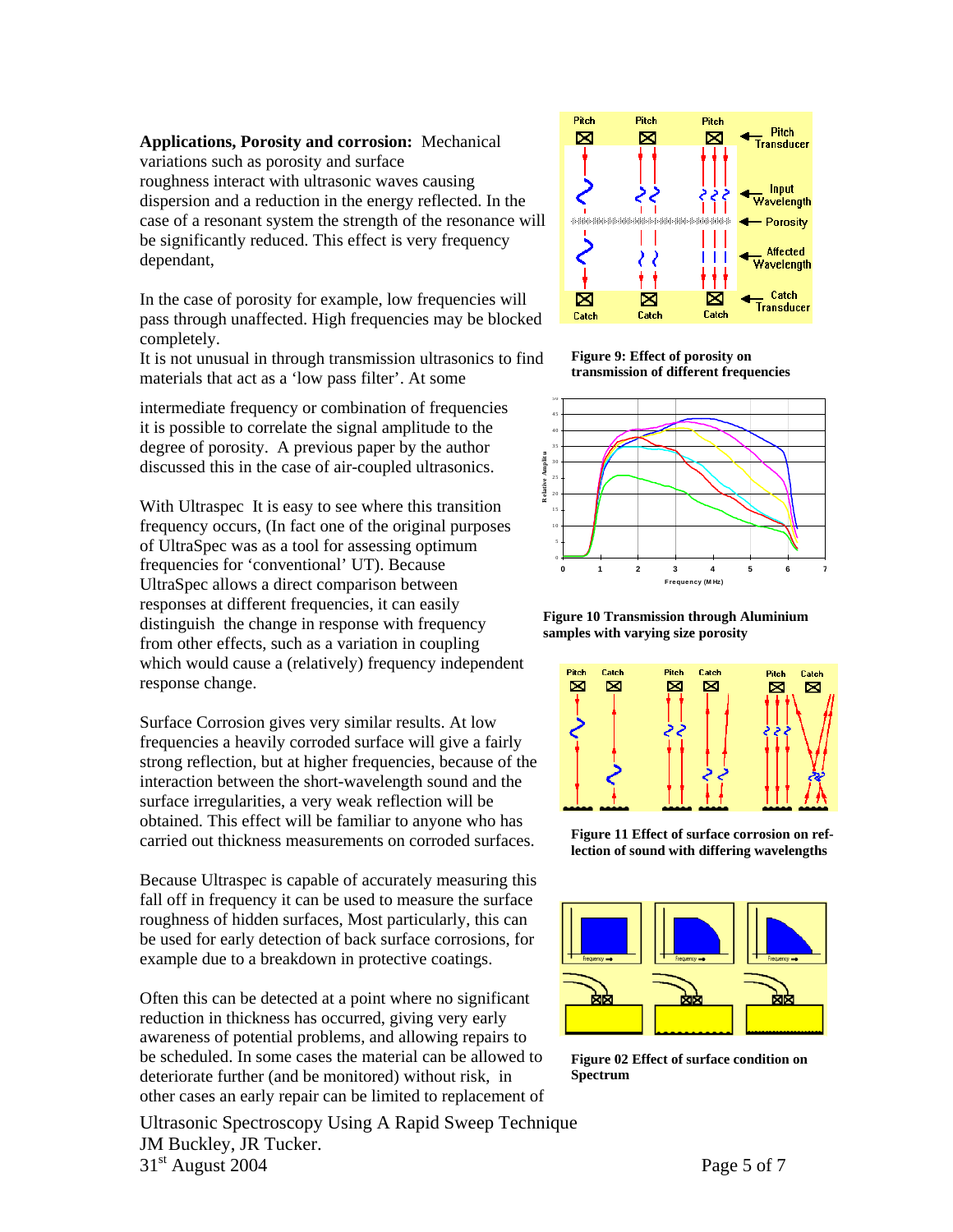**Applications, Porosity and corrosion:** Mechanical variations such as porosity and surface roughness interact with ultrasonic waves causing dispersion and a reduction in the energy reflected. In the case of a resonant system the strength of the resonance will be significantly reduced. This effect is very frequency dependant,

In the case of porosity for example, low frequencies will pass through unaffected. High frequencies may be blocked completely.
It is not unusual in through transmission ultrasonics to find materials that act as a 'low pass filter'. At some intermediate frequency or combination of frequencies it is possible to correlate the signal amplitude to the degree of porosity. A previous paper by the author discussed this in the case of air-coupled ultrasonics.

With Ultraspec It is easy to see where this transition frequency occurs, (In fact one of the original purposes of UltraSpec was as a tool for assessing optimum frequencies for 'conventional' UT). Because UltraSpec allows a direct comparison between responses at different frequencies, it can easily distinguish the change in response with frequency from other effects, such as a variation in coupling which would cause a (relatively) frequency independent response change.

Surface Corrosion gives very similar results. At low frequencies a heavily corroded surface will give a fairly strong reflection, but at higher frequencies, because of the interaction between the short-wavelength sound and the surface irregularities, a very weak reflection will be obtained. This effect will be familiar to anyone who has carried out thickness measurements on corroded surfaces.

Because Ultraspec is capable of accurately measuring this fall off in frequency it can be used to measure the surface roughness of hidden surfaces, Most particularly, this can be used for early detection of back surface corrosions, for example due to a breakdown in protective coatings.

Often this can be detected at a point where no significant reduction in thickness has occurred, giving very early awareness of potential problems, and allowing repairs to be scheduled. In some cases the material can be allowed to deteriorate further (and be monitored) without risk, in other cases an early repair can be limited to replacement of

**Figure 9: Effect of porosity on transmission of different frequencies**

**Figure 10 Transmission through Aluminium samples with varying size porosity**

**Figure 11 Effect of surface corrosion on reflection of sound with differing wavelengths**

**Figure 02 Effect of surface condition on Spectrum**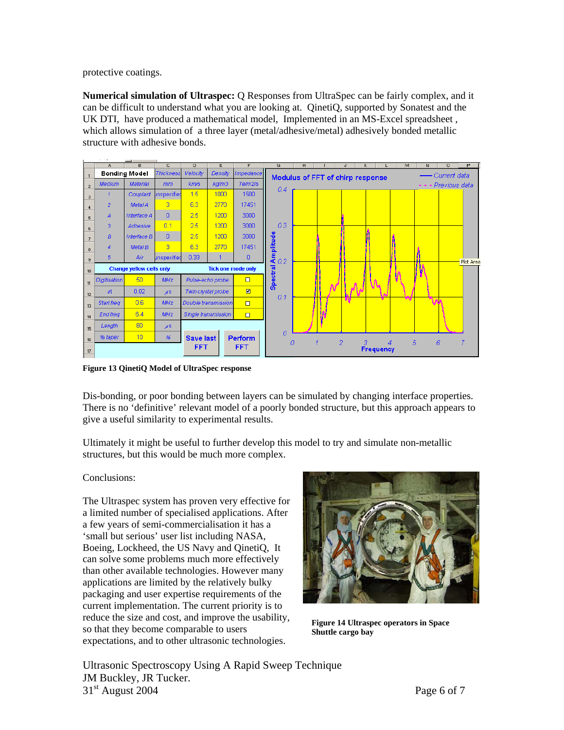protective coatings.

**Numerical simulation of Ultraspec:** Q Responses from UltraSpec can be fairly complex, and it can be difficult to understand what you are looking at. QinetiQ, supported by Sonatest and the UK DTI, have produced a mathematical model, Implemented in an MS-Excel spreadsheet , which allows simulation of a three layer (metal/adhesive/metal) adhesively bonded metallic structure with adhesive bonds.

**Figure 13 QinetiQ Model of UltraSpec response**

Dis-bonding, or poor bonding between layers can be simulated by changing interface properties. There is no 'definitive' relevant model of a poorly bonded structure, but this approach appears to give a useful similarity to experimental results.

Ultimately it might be useful to further develop this model to try and simulate non-metallic structures, but this would be much more complex.

Conclusions:

The Ultraspec system has proven very effective for a limited number of specialised applications. After a few years of semi-commercialisation it has a 'small but serious' user list including NASA, Boeing, Lockheed, the US Navy and QinetiQ, It can solve some problems much more effectively than other available technologies. However many applications are limited by the relatively bulky packaging and user expertise requirements of the current implementation. The current priority is to reduce the size and cost, and improve the usability, so that they become comparable to users expectations, and to other ultrasonic technologies.

**Figure 14 Ultraspec operators in Space Shuttle cargo bay**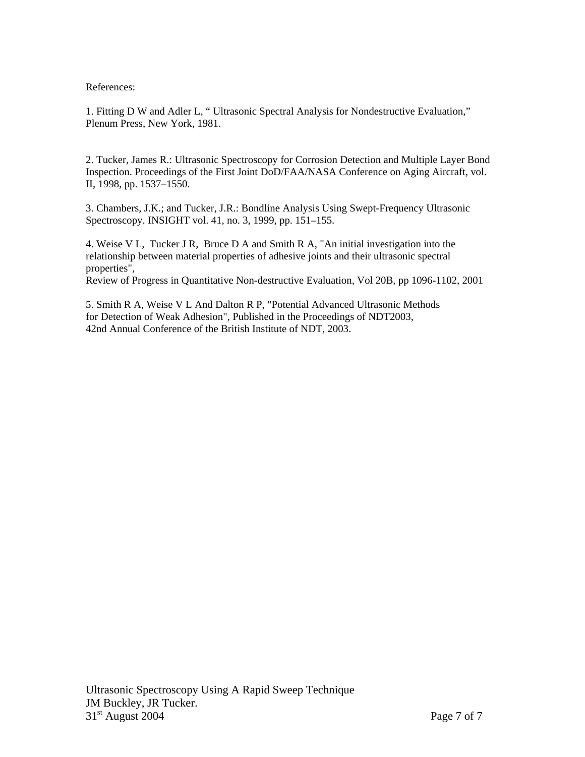References:

1. Fitting D W and Adler L, " Ultrasonic Spectral Analysis for Nondestructive Evaluation," Plenum Press, New York, 1981.

2. Tucker, James R.: Ultrasonic Spectroscopy for Corrosion Detection and Multiple Layer Bond Inspection. Proceedings of the First Joint DoD/FAA/NASA Conference on Aging Aircraft, vol. II, 1998, pp. 1537–1550.

3. Chambers, J.K.; and Tucker, J.R.: Bondline Analysis Using Swept-Frequency Ultrasonic Spectroscopy. INSIGHT vol. 41, no. 3, 1999, pp. 151–155.

4. Weise V L, Tucker J R, Bruce D A and Smith R A, "An initial investigation into the relationship between material properties of adhesive joints and their ultrasonic spectral properties",
Review of Progress in Quantitative Non-destructive Evaluation, Vol 20B, pp 1096-1102, 2001

5. Smith R A, Weise V L And Dalton R P, "Potential Advanced Ultrasonic Methods for Detection of Weak Adhesion", Published in the Proceedings of NDT2003, 42nd Annual Conference of the British Institute of NDT, 2003.